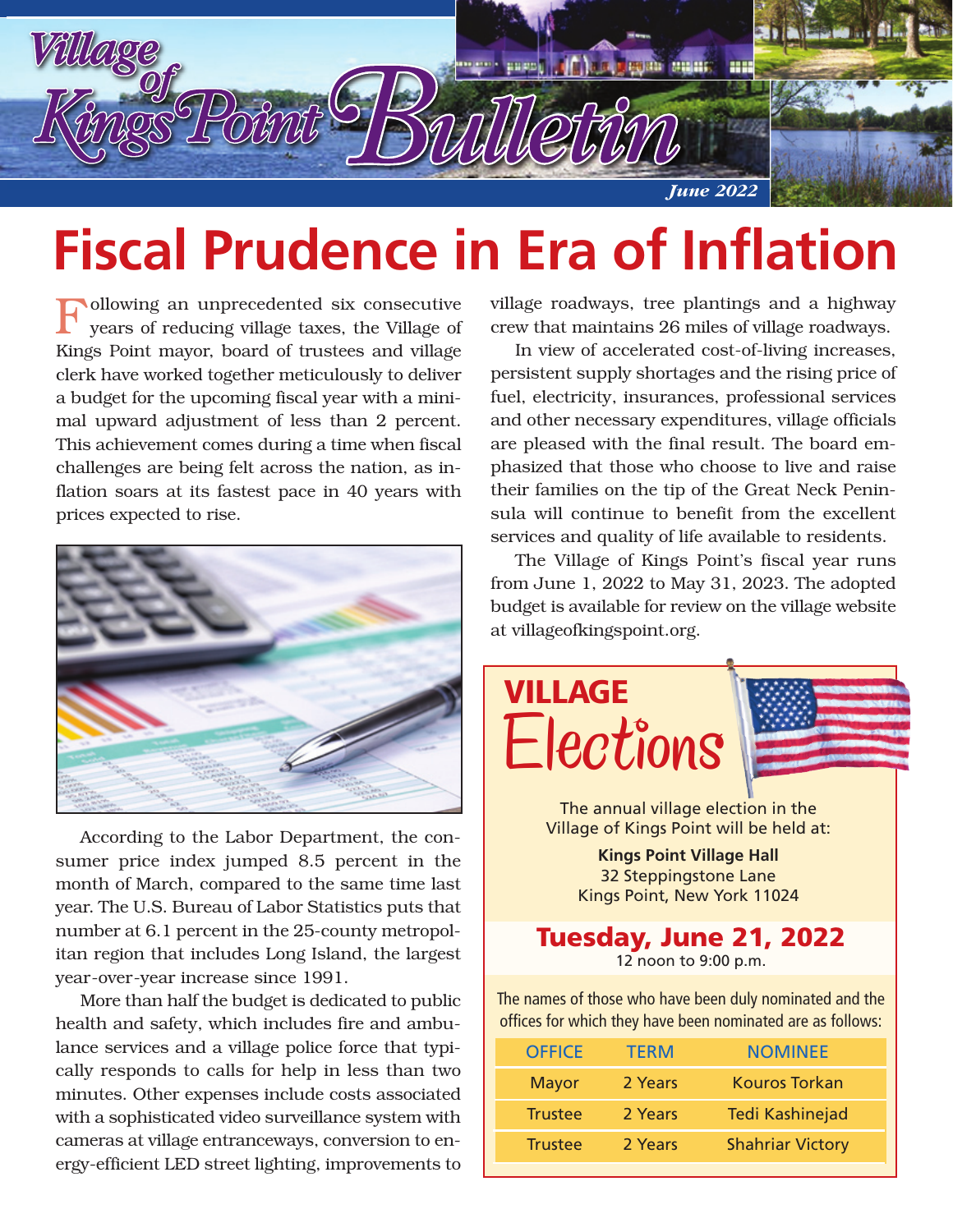# Village of Kings Point Bulletin

*June 2022*

# Fiscal Prudence in Era of Inflation

Following an unprecedented six consecutive years of reducing village taxes, the Village of Kings Point mayor, board of trustees and village clerk have worked together meticulously to deliver a budget for the upcoming fiscal year with a minimal upward adjustment of less than 2 percent. This achievement comes during a time when fiscal challenges are being felt across the nation, as inflation soars at its fastest pace in 40 years with prices expected to rise.

According to the Labor Department, the consumer price index jumped 8.5 percent in the month of March, compared to the same time last year. The U.S. Bureau of Labor Statistics puts that number at 6.1 percent in the 25-county metropolitan region that includes Long Island, the largest year-over-year increase since 1991.

More than half the budget is dedicated to public health and safety, which includes fire and ambulance services and a village police force that typically responds to calls for help in less than two minutes. Other expenses include costs associated with a sophisticated video surveillance system with cameras at village entranceways, conversion to energy-efficient LED street lighting, improvements to village roadways, tree plantings and a highway crew that maintains 26 miles of village roadways.

In view of accelerated cost-of-living increases, persistent supply shortages and the rising price of fuel, electricity, insurances, professional services and other necessary expenditures, village officials are pleased with the final result. The board emphasized that those who choose to live and raise their families on the tip of the Great Neck Peninsula will continue to benefit from the excellent services and quality of life available to residents.

The Village of Kings Point's fiscal year runs from June 1, 2022 to May 31, 2023. The adopted budget is available for review on the village website at villageofkingspoint.org.

## VILLAGE Elections

The annual village election in the Village of Kings Point will be held at:

**Kings Point Village Hall**
32 Steppingstone Lane
Kings Point, New York 11024

**Tuesday, June 21, 2022**
12 noon to 9:00 p.m.

The names of those who have been duly nominated and the offices for which they have been nominated are as follows:

| OFFICE | TERM | NOMINEE |
|---|---|---|
| Mayor | 2 Years | Kouros Torkan |
| Trustee | 2 Years | Tedi Kashinejad |
| Trustee | 2 Years | Shahriar Victory |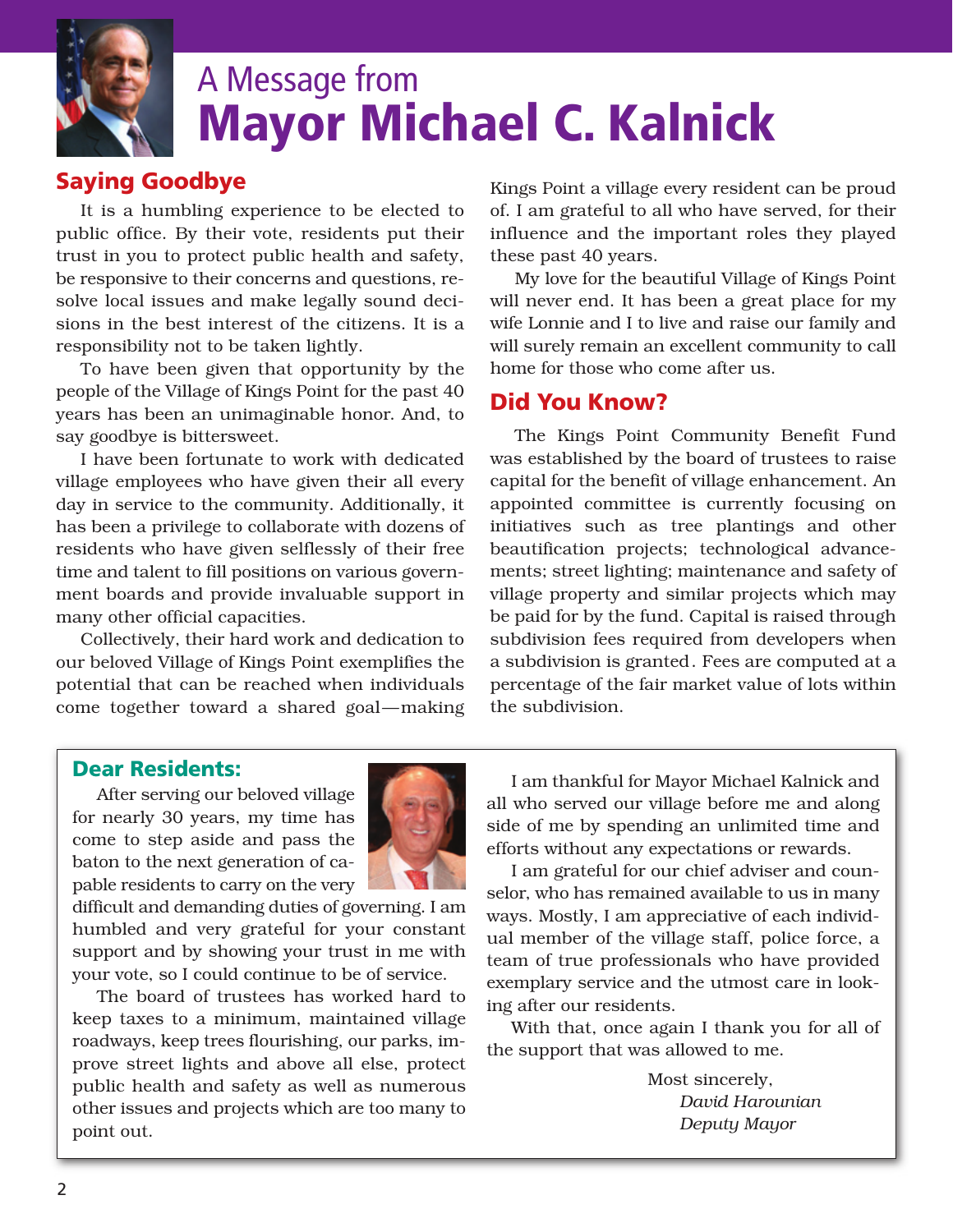# A Message from Mayor Michael C. Kalnick

## Saying Goodbye

It is a humbling experience to be elected to public office. By their vote, residents put their trust in you to protect public health and safety, be responsive to their concerns and questions, resolve local issues and make legally sound decisions in the best interest of the citizens. It is a responsibility not to be taken lightly.

To have been given that opportunity by the people of the Village of Kings Point for the past 40 years has been an unimaginable honor. And, to say goodbye is bittersweet.

I have been fortunate to work with dedicated village employees who have given their all every day in service to the community. Additionally, it has been a privilege to collaborate with dozens of residents who have given selflessly of their free time and talent to fill positions on various government boards and provide invaluable support in many other official capacities.

Collectively, their hard work and dedication to our beloved Village of Kings Point exemplifies the potential that can be reached when individuals come together toward a shared goal—making Kings Point a village every resident can be proud of. I am grateful to all who have served, for their influence and the important roles they played these past 40 years.

My love for the beautiful Village of Kings Point will never end. It has been a great place for my wife Lonnie and I to live and raise our family and will surely remain an excellent community to call home for those who come after us.

## Did You Know?

The Kings Point Community Benefit Fund was established by the board of trustees to raise capital for the benefit of village enhancement. An appointed committee is currently focusing on initiatives such as tree plantings and other beautification projects; technological advancements; street lighting; maintenance and safety of village property and similar projects which may be paid for by the fund. Capital is raised through subdivision fees required from developers when a subdivision is granted. Fees are computed at a percentage of the fair market value of lots within the subdivision.

## Dear Residents:

After serving our beloved village for nearly 30 years, my time has come to step aside and pass the baton to the next generation of capable residents to carry on the very difficult and demanding duties of governing. I am humbled and very grateful for your constant support and by showing your trust in me with your vote, so I could continue to be of service.

The board of trustees has worked hard to keep taxes to a minimum, maintained village roadways, keep trees flourishing, our parks, improve street lights and above all else, protect public health and safety as well as numerous other issues and projects which are too many to point out.

I am thankful for Mayor Michael Kalnick and all who served our village before me and along side of me by spending an unlimited time and efforts without any expectations or rewards.

I am grateful for our chief adviser and counselor, who has remained available to us in many ways. Mostly, I am appreciative of each individual member of the village staff, police force, a team of true professionals who have provided exemplary service and the utmost care in looking after our residents.

With that, once again I thank you for all of the support that was allowed to me.

Most sincerely,

*David Harounian*
*Deputy Mayor*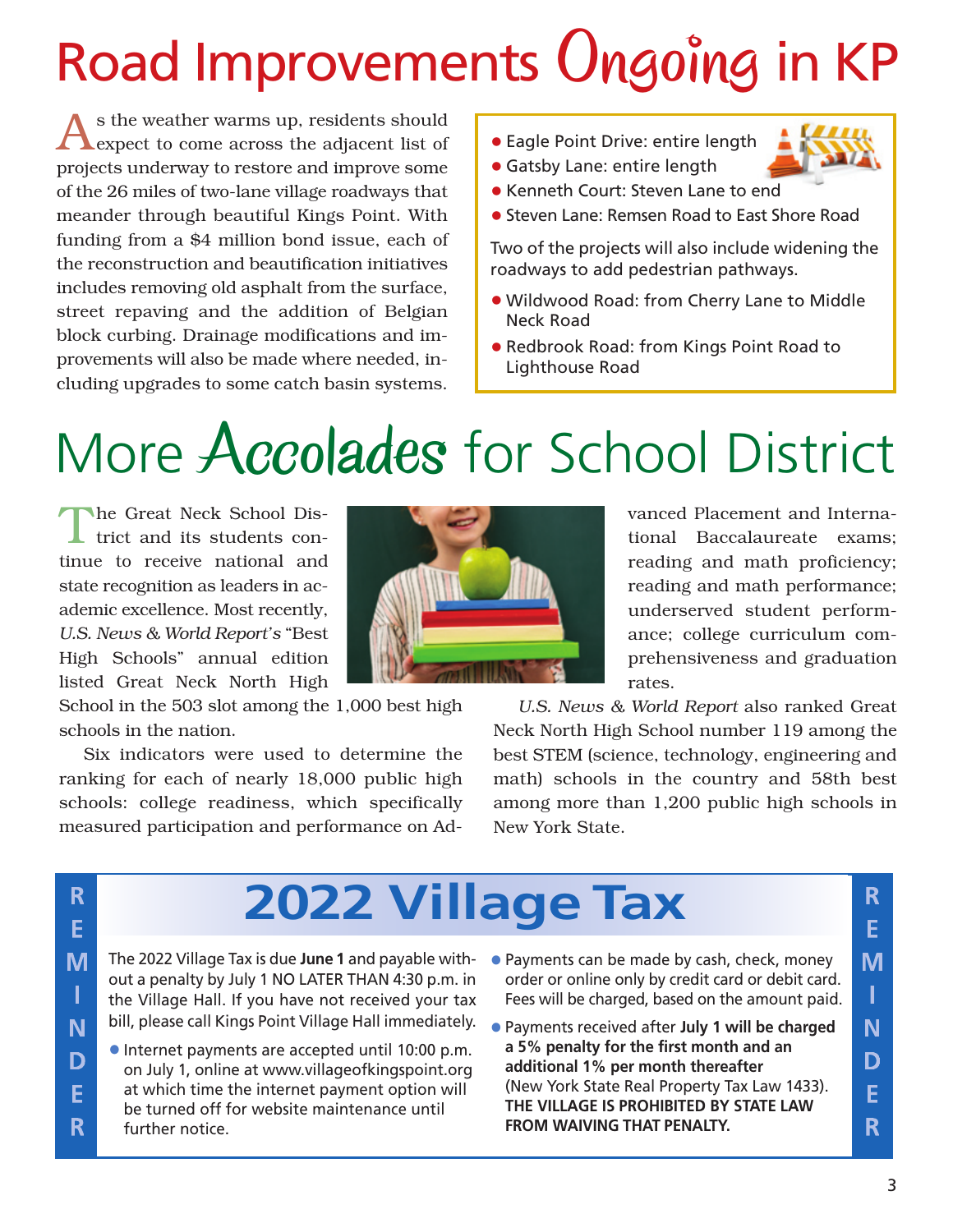# Road Improvements Ongoing in KP

As the weather warms up, residents should expect to come across the adjacent list of projects underway to restore and improve some of the 26 miles of two-lane village roadways that meander through beautiful Kings Point. With funding from a $4 million bond issue, each of the reconstruction and beautification initiatives includes removing old asphalt from the surface, street repaving and the addition of Belgian block curbing. Drainage modifications and improvements will also be made where needed, including upgrades to some catch basin systems.

- Eagle Point Drive: entire length
- Gatsby Lane: entire length
- Kenneth Court: Steven Lane to end
- Steven Lane: Remsen Road to East Shore Road

Two of the projects will also include widening the roadways to add pedestrian pathways.

- Wildwood Road: from Cherry Lane to Middle Neck Road
- Redbrook Road: from Kings Point Road to Lighthouse Road

# More Accolades for School District

The Great Neck School District and its students continue to receive national and state recognition as leaders in academic excellence. Most recently, *U.S. News & World Report's* "Best High Schools" annual edition listed Great Neck North High School in the 503 slot among the 1,000 best high schools in the nation.

Six indicators were used to determine the ranking for each of nearly 18,000 public high schools: college readiness, which specifically measured participation and performance on Advanced Placement and International Baccalaureate exams; reading and math proficiency; reading and math performance; underserved student performance; college curriculum comprehensiveness and graduation rates.

*U.S. News & World Report* also ranked Great Neck North High School number 119 among the best STEM (science, technology, engineering and math) schools in the country and 58th best among more than 1,200 public high schools in New York State.

# REMINDER: 2022 Village Tax

The 2022 Village Tax is due **June 1** and payable without a penalty by July 1 NO LATER THAN 4:30 p.m. in the Village Hall. If you have not received your tax bill, please call Kings Point Village Hall immediately.

- Internet payments are accepted until 10:00 p.m. on July 1, online at www.villageofkingspoint.org at which time the internet payment option will be turned off for website maintenance until further notice.
- Payments can be made by cash, check, money order or online only by credit card or debit card. Fees will be charged, based on the amount paid.
- Payments received after **July 1 will be charged a 5% penalty for the first month and an additional 1% per month thereafter** (New York State Real Property Tax Law 1433). **THE VILLAGE IS PROHIBITED BY STATE LAW FROM WAIVING THAT PENALTY.**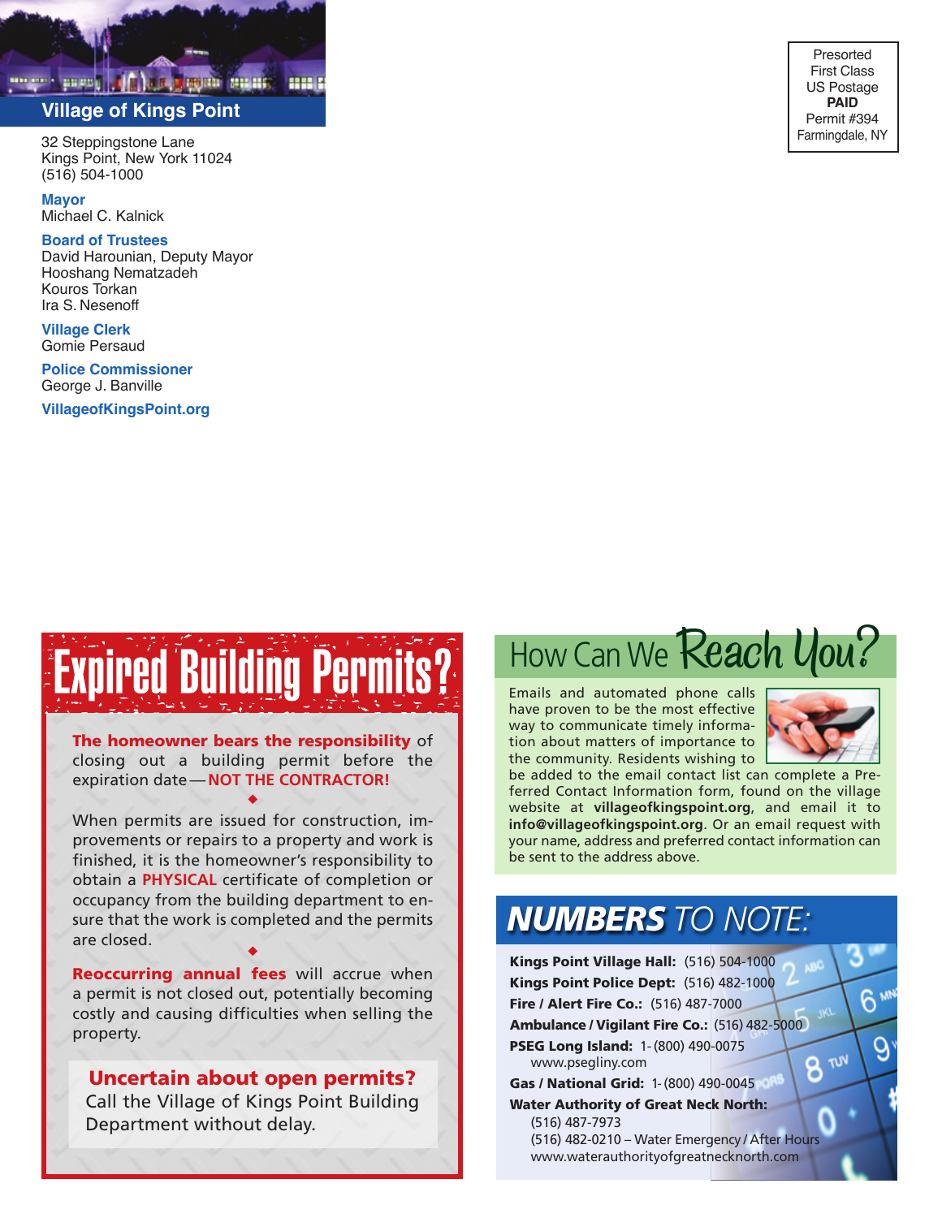## Village of Kings Point

32 Steppingstone Lane
Kings Point, New York 11024
(516) 504-1000

**Mayor**
Michael C. Kalnick

**Board of Trustees**
David Harounian, Deputy Mayor
Hooshang Nematzadeh
Kouros Torkan
Ira S. Nesenoff

**Village Clerk**
Gomie Persaud

**Police Commissioner**
George J. Banville

**VillageofKingsPoint.org**

Presorted
First Class
US Postage
**PAID**
Permit #394
Farmingdale, NY

# Expired Building Permits?

**The homeowner bears the responsibility** of closing out a building permit before the expiration date — **NOT THE CONTRACTOR!**

◆

When permits are issued for construction, improvements or repairs to a property and work is finished, it is the homeowner's responsibility to obtain a **PHYSICAL** certificate of completion or occupancy from the building department to ensure that the work is completed and the permits are closed.

◆

**Reoccurring annual fees** will accrue when a permit is not closed out, potentially becoming costly and causing difficulties when selling the property.

**Uncertain about open permits?**
Call the Village of Kings Point Building Department without delay.

# How Can We Reach You?

Emails and automated phone calls have proven to be the most effective way to communicate timely information about matters of importance to the community. Residents wishing to be added to the email contact list can complete a Preferred Contact Information form, found on the village website at **villageofkingspoint.org**, and email it to **info@villageofkingspoint.org**. Or an email request with your name, address and preferred contact information can be sent to the address above.

# NUMBERS TO NOTE:

**Kings Point Village Hall:** (516) 504-1000
**Kings Point Police Dept:** (516) 482-1000
**Fire / Alert Fire Co.:** (516) 487-7000
**Ambulance / Vigilant Fire Co.:** (516) 482-5000
**PSEG Long Island:** 1-(800) 490-0075
www.psegliny.com
**Gas / National Grid:** 1-(800) 490-0045
**Water Authority of Great Neck North:**
(516) 487-7973
(516) 482-0210 – Water Emergency / After Hours
www.waterauthorityofgreatnecknorth.com